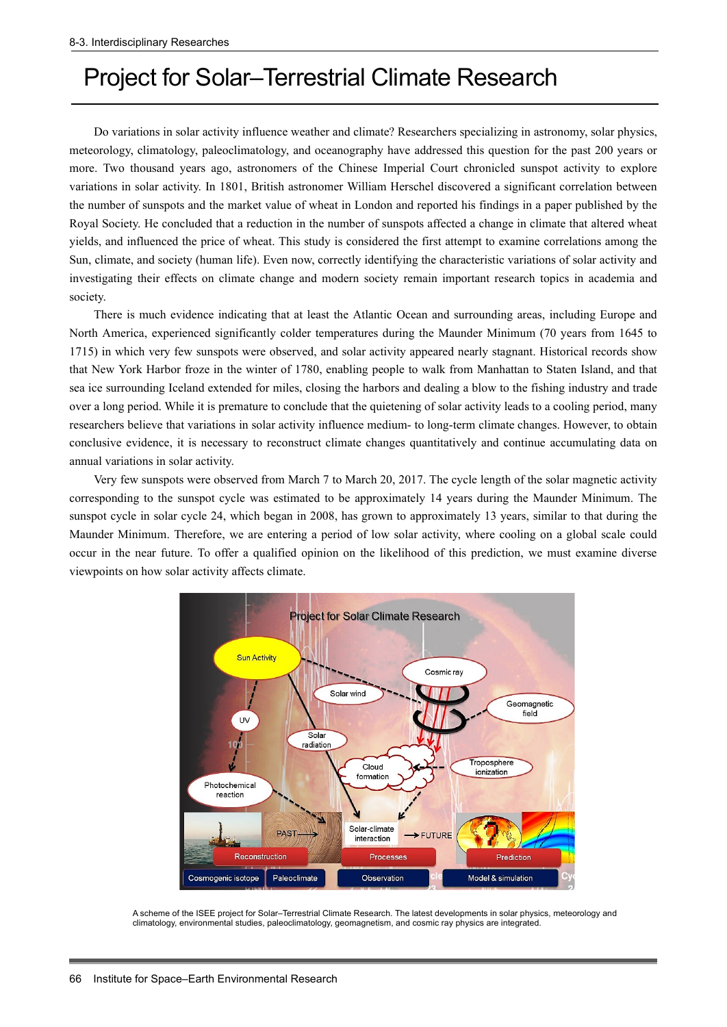# Project for Solar–Terrestrial Climate Research

Do variations in solar activity influence weather and climate? Researchers specializing in astronomy, solar physics, meteorology, climatology, paleoclimatology, and oceanography have addressed this question for the past 200 years or more. Two thousand years ago, astronomers of the Chinese Imperial Court chronicled sunspot activity to explore variations in solar activity. In 1801, British astronomer William Herschel discovered a significant correlation between the number of sunspots and the market value of wheat in London and reported his findings in a paper published by the Royal Society. He concluded that a reduction in the number of sunspots affected a change in climate that altered wheat yields, and influenced the price of wheat. This study is considered the first attempt to examine correlations among the Sun, climate, and society (human life). Even now, correctly identifying the characteristic variations of solar activity and investigating their effects on climate change and modern society remain important research topics in academia and society.

There is much evidence indicating that at least the Atlantic Ocean and surrounding areas, including Europe and North America, experienced significantly colder temperatures during the Maunder Minimum (70 years from 1645 to 1715) in which very few sunspots were observed, and solar activity appeared nearly stagnant. Historical records show that New York Harbor froze in the winter of 1780, enabling people to walk from Manhattan to Staten Island, and that sea ice surrounding Iceland extended for miles, closing the harbors and dealing a blow to the fishing industry and trade over a long period. While it is premature to conclude that the quietening of solar activity leads to a cooling period, many researchers believe that variations in solar activity influence medium- to long-term climate changes. However, to obtain conclusive evidence, it is necessary to reconstruct climate changes quantitatively and continue accumulating data on annual variations in solar activity.

Very few sunspots were observed from March 7 to March 20, 2017. The cycle length of the solar magnetic activity corresponding to the sunspot cycle was estimated to be approximately 14 years during the Maunder Minimum. The sunspot cycle in solar cycle 24, which began in 2008, has grown to approximately 13 years, similar to that during the Maunder Minimum. Therefore, we are entering a period of low solar activity, where cooling on a global scale could occur in the near future. To offer a qualified opinion on the likelihood of this prediction, we must examine diverse viewpoints on how solar activity affects climate.

A scheme of the ISEE project for Solar–Terrestrial Climate Research. The latest developments in solar physics, meteorology and climatology, environmental studies, paleoclimatology, geomagnetism, and cosmic ray physics are integrated.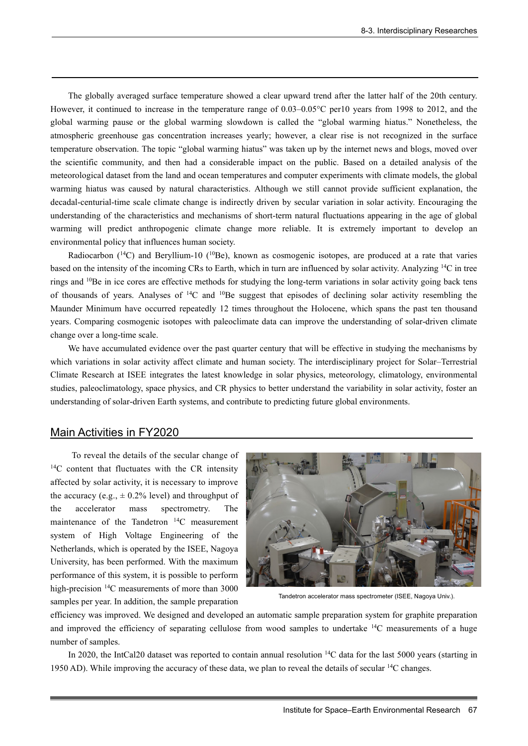The globally averaged surface temperature showed a clear upward trend after the latter half of the 20th century. However, it continued to increase in the temperature range of 0.03–0.05°C per10 years from 1998 to 2012, and the global warming pause or the global warming slowdown is called the "global warming hiatus." Nonetheless, the atmospheric greenhouse gas concentration increases yearly; however, a clear rise is not recognized in the surface temperature observation. The topic "global warming hiatus" was taken up by the internet news and blogs, moved over the scientific community, and then had a considerable impact on the public. Based on a detailed analysis of the meteorological dataset from the land and ocean temperatures and computer experiments with climate models, the global warming hiatus was caused by natural characteristics. Although we still cannot provide sufficient explanation, the decadal-centurial-time scale climate change is indirectly driven by secular variation in solar activity. Encouraging the understanding of the characteristics and mechanisms of short-term natural fluctuations appearing in the age of global warming will predict anthropogenic climate change more reliable. It is extremely important to develop an environmental policy that influences human society.

Radiocarbon ($^{14}C$) and Beryllium-10 ($^{10}Be$), known as cosmogenic isotopes, are produced at a rate that varies based on the intensity of the incoming CRs to Earth, which in turn are influenced by solar activity. Analyzing $^{14}C$ in tree rings and $^{10}Be$ in ice cores are effective methods for studying the long-term variations in solar activity going back tens of thousands of years. Analyses of $^{14}C$ and $^{10}Be$ suggest that episodes of declining solar activity resembling the Maunder Minimum have occurred repeatedly 12 times throughout the Holocene, which spans the past ten thousand years. Comparing cosmogenic isotopes with paleoclimate data can improve the understanding of solar-driven climate change over a long-time scale.

We have accumulated evidence over the past quarter century that will be effective in studying the mechanisms by which variations in solar activity affect climate and human society. The interdisciplinary project for Solar–Terrestrial Climate Research at ISEE integrates the latest knowledge in solar physics, meteorology, climatology, environmental studies, paleoclimatology, space physics, and CR physics to better understand the variability in solar activity, foster an understanding of solar-driven Earth systems, and contribute to predicting future global environments.

## Main Activities in FY2020

To reveal the details of the secular change of $^{14}C$ content that fluctuates with the CR intensity affected by solar activity, it is necessary to improve the accuracy (e.g., ± 0.2% level) and throughput of the accelerator mass spectrometry. The maintenance of the Tandetron $^{14}C$ measurement system of High Voltage Engineering of the Netherlands, which is operated by the ISEE, Nagoya University, has been performed. With the maximum performance of this system, it is possible to perform high-precision $^{14}C$ measurements of more than 3000 samples per year. In addition, the sample preparation efficiency was improved. We designed and developed an automatic sample preparation system for graphite preparation and improved the efficiency of separating cellulose from wood samples to undertake $^{14}C$ measurements of a huge number of samples.

Tandetron accelerator mass spectrometer (ISEE, Nagoya Univ.).

In 2020, the IntCal20 dataset was reported to contain annual resolution $^{14}C$ data for the last 5000 years (starting in 1950 AD). While improving the accuracy of these data, we plan to reveal the details of secular $^{14}C$ changes.